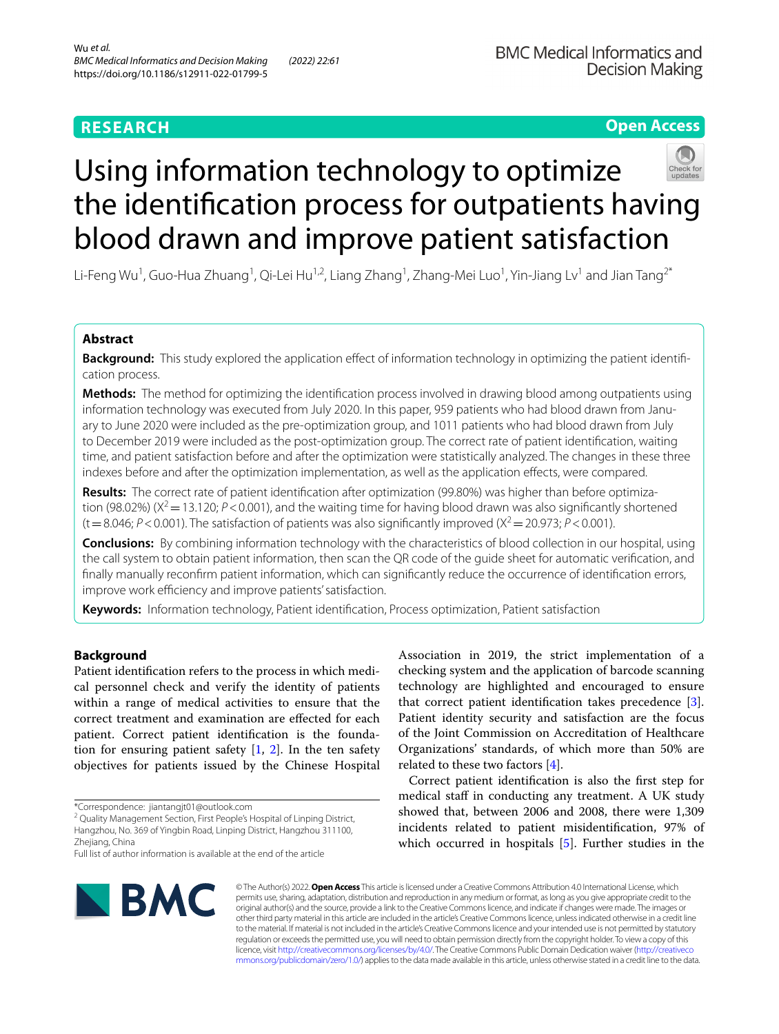RESEARCH

Open Access

# Using information technology to optimize the identification process for outpatients having blood drawn and improve patient satisfaction

Li-Feng Wu[1], Guo-Hua Zhuang[1], Qi-Lei Hu[1,2], Liang Zhang[1], Zhang-Mei Luo[1], Yin-Jiang Lv[1] and Jian Tang[2*]

## Abstract

**Background:** This study explored the application effect of information technology in optimizing the patient identification process.

**Methods:** The method for optimizing the identification process involved in drawing blood among outpatients using information technology was executed from July 2020. In this paper, 959 patients who had blood drawn from January to June 2020 were included as the pre-optimization group, and 1011 patients who had blood drawn from July to December 2019 were included as the post-optimization group. The correct rate of patient identification, waiting time, and patient satisfaction before and after the optimization were statistically analyzed. The changes in these three indexes before and after the optimization implementation, as well as the application effects, were compared.

**Results:** The correct rate of patient identification after optimization (99.80%) was higher than before optimization (98.02%) ($X^2 = 13.120$; $P < 0.001$), and the waiting time for having blood drawn was also significantly shortened ($t = 8.046$; $P < 0.001$). The satisfaction of patients was also significantly improved ($X^2 = 20.973$; $P < 0.001$).

**Conclusions:** By combining information technology with the characteristics of blood collection in our hospital, using the call system to obtain patient information, then scan the QR code of the guide sheet for automatic verification, and finally manually reconfirm patient information, which can significantly reduce the occurrence of identification errors, improve work efficiency and improve patients' satisfaction.

**Keywords:** Information technology, Patient identification, Process optimization, Patient satisfaction

## Background

Patient identification refers to the process in which medical personnel check and verify the identity of patients within a range of medical activities to ensure that the correct treatment and examination are effected for each patient. Correct patient identification is the foundation for ensuring patient safety [1, 2]. In the ten safety objectives for patients issued by the Chinese Hospital Association in 2019, the strict implementation of a checking system and the application of barcode scanning technology are highlighted and encouraged to ensure that correct patient identification takes precedence [3]. Patient identity security and satisfaction are the focus of the Joint Commission on Accreditation of Healthcare Organizations' standards, of which more than 50% are related to these two factors [4].

Correct patient identification is also the first step for medical staff in conducting any treatment. A UK study showed that, between 2006 and 2008, there were 1,309 incidents related to patient misidentification, 97% of which occurred in hospitals [5]. Further studies in the

*Correspondence: jiantangjt01@outlook.com

[2] Quality Management Section, First People's Hospital of Linping District, Hangzhou, No. 369 of Yingbin Road, Linping District, Hangzhou 311100, Zhejiang, China

Full list of author information is available at the end of the article

© The Author(s) 2022. **Open Access** This article is licensed under a Creative Commons Attribution 4.0 International License, which permits use, sharing, adaptation, distribution and reproduction in any medium or format, as long as you give appropriate credit to the original author(s) and the source, provide a link to the Creative Commons licence, and indicate if changes were made. The images or other third party material in this article are included in the article's Creative Commons licence, unless indicated otherwise in a credit line to the material. If material is not included in the article's Creative Commons licence and your intended use is not permitted by statutory regulation or exceeds the permitted use, you will need to obtain permission directly from the copyright holder. To view a copy of this licence, visit http://creativecommons.org/licenses/by/4.0/. The Creative Commons Public Domain Dedication waiver (http://creativecommons.org/publicdomain/zero/1.0/) applies to the data made available in this article, unless otherwise stated in a credit line to the data.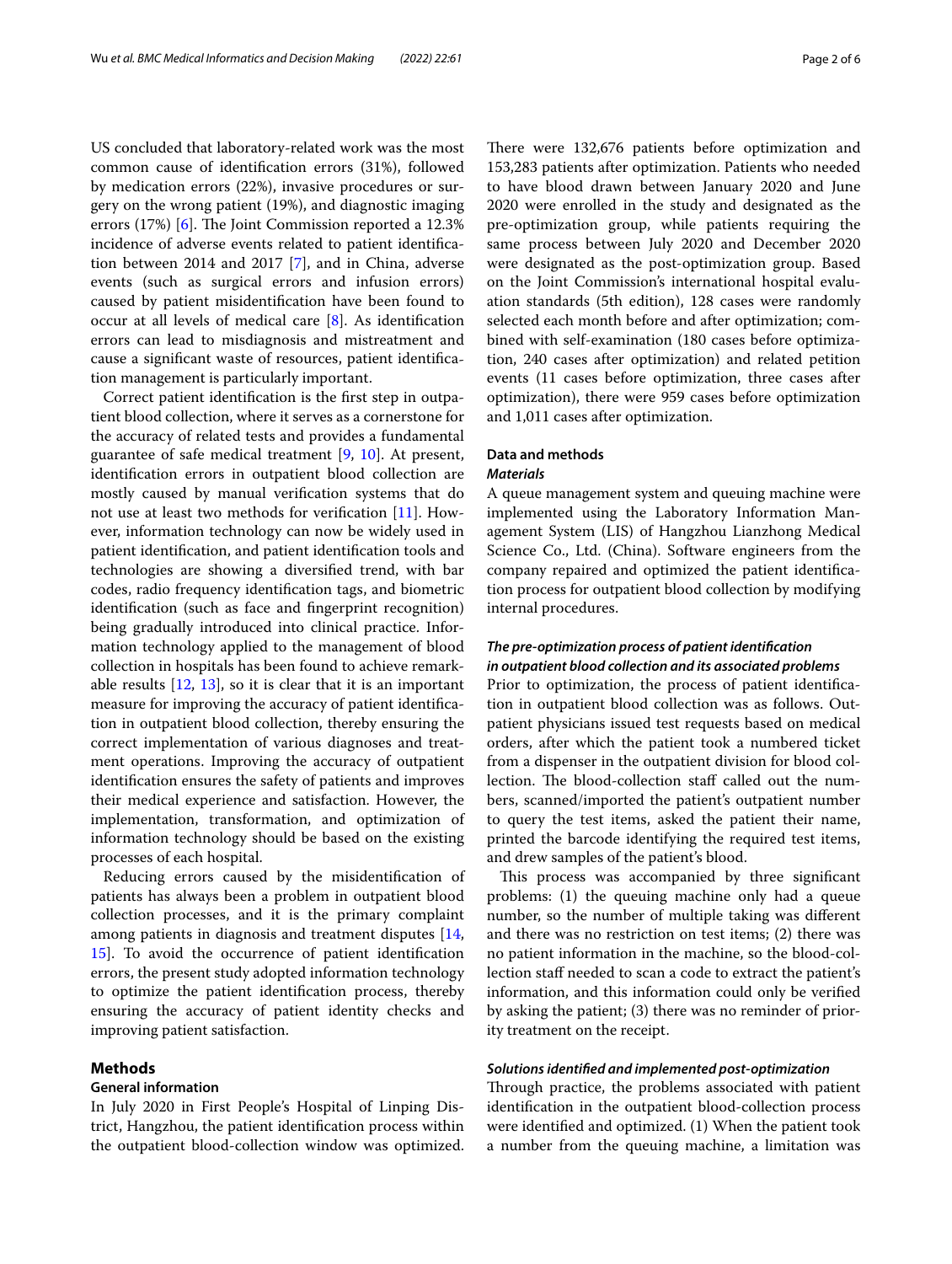US concluded that laboratory-related work was the most common cause of identification errors (31%), followed by medication errors (22%), invasive procedures or surgery on the wrong patient (19%), and diagnostic imaging errors (17%) [6]. The Joint Commission reported a 12.3% incidence of adverse events related to patient identification between 2014 and 2017 [7], and in China, adverse events (such as surgical errors and infusion errors) caused by patient misidentification have been found to occur at all levels of medical care [8]. As identification errors can lead to misdiagnosis and mistreatment and cause a significant waste of resources, patient identification management is particularly important.

Correct patient identification is the first step in outpatient blood collection, where it serves as a cornerstone for the accuracy of related tests and provides a fundamental guarantee of safe medical treatment [9, 10]. At present, identification errors in outpatient blood collection are mostly caused by manual verification systems that do not use at least two methods for verification [11]. However, information technology can now be widely used in patient identification, and patient identification tools and technologies are showing a diversified trend, with bar codes, radio frequency identification tags, and biometric identification (such as face and fingerprint recognition) being gradually introduced into clinical practice. Information technology applied to the management of blood collection in hospitals has been found to achieve remarkable results [12, 13], so it is clear that it is an important measure for improving the accuracy of patient identification in outpatient blood collection, thereby ensuring the correct implementation of various diagnoses and treatment operations. Improving the accuracy of outpatient identification ensures the safety of patients and improves their medical experience and satisfaction. However, the implementation, transformation, and optimization of information technology should be based on the existing processes of each hospital.

Reducing errors caused by the misidentification of patients has always been a problem in outpatient blood collection processes, and it is the primary complaint among patients in diagnosis and treatment disputes [14, 15]. To avoid the occurrence of patient identification errors, the present study adopted information technology to optimize the patient identification process, thereby ensuring the accuracy of patient identity checks and improving patient satisfaction.

## Methods

### General information

In July 2020 in First People's Hospital of Linping District, Hangzhou, the patient identification process within the outpatient blood-collection window was optimized. There were 132,676 patients before optimization and 153,283 patients after optimization. Patients who needed to have blood drawn between January 2020 and June 2020 were enrolled in the study and designated as the pre-optimization group, while patients requiring the same process between July 2020 and December 2020 were designated as the post-optimization group. Based on the Joint Commission's international hospital evaluation standards (5th edition), 128 cases were randomly selected each month before and after optimization; combined with self-examination (180 cases before optimization, 240 cases after optimization) and related petition events (11 cases before optimization, three cases after optimization), there were 959 cases before optimization and 1,011 cases after optimization.

### Data and methods

#### *Materials*

A queue management system and queuing machine were implemented using the Laboratory Information Management System (LIS) of Hangzhou Lianzhong Medical Science Co., Ltd. (China). Software engineers from the company repaired and optimized the patient identification process for outpatient blood collection by modifying internal procedures.

#### *The pre-optimization process of patient identification in outpatient blood collection and its associated problems*

Prior to optimization, the process of patient identification in outpatient blood collection was as follows. Outpatient physicians issued test requests based on medical orders, after which the patient took a numbered ticket from a dispenser in the outpatient division for blood collection. The blood-collection staff called out the numbers, scanned/imported the patient's outpatient number to query the test items, asked the patient their name, printed the barcode identifying the required test items, and drew samples of the patient's blood.

This process was accompanied by three significant problems: (1) the queuing machine only had a queue number, so the number of multiple taking was different and there was no restriction on test items; (2) there was no patient information in the machine, so the blood-collection staff needed to scan a code to extract the patient's information, and this information could only be verified by asking the patient; (3) there was no reminder of priority treatment on the receipt.

#### *Solutions identified and implemented post-optimization*

Through practice, the problems associated with patient identification in the outpatient blood-collection process were identified and optimized. (1) When the patient took a number from the queuing machine, a limitation was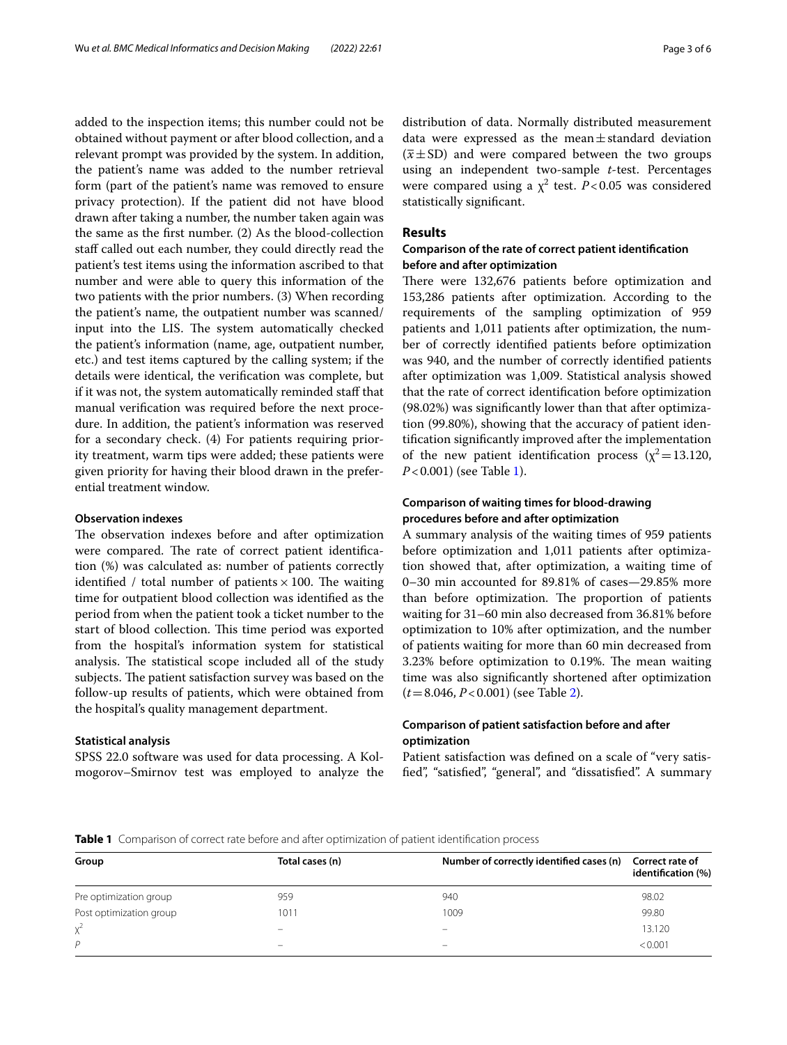added to the inspection items; this number could not be obtained without payment or after blood collection, and a relevant prompt was provided by the system. In addition, the patient's name was added to the number retrieval form (part of the patient's name was removed to ensure privacy protection). If the patient did not have blood drawn after taking a number, the number taken again was the same as the first number. (2) As the blood-collection staff called out each number, they could directly read the patient's test items using the information ascribed to that number and were able to query this information of the two patients with the prior numbers. (3) When recording the patient's name, the outpatient number was scanned/input into the LIS. The system automatically checked the patient's information (name, age, outpatient number, etc.) and test items captured by the calling system; if the details were identical, the verification was complete, but if it was not, the system automatically reminded staff that manual verification was required before the next procedure. In addition, the patient's information was reserved for a secondary check. (4) For patients requiring priority treatment, warm tips were added; these patients were given priority for having their blood drawn in the preferential treatment window.

### Observation indexes

The observation indexes before and after optimization were compared. The rate of correct patient identification (%) was calculated as: number of patients correctly identified / total number of patients $\times$ 100. The waiting time for outpatient blood collection was identified as the period from when the patient took a ticket number to the start of blood collection. This time period was exported from the hospital's information system for statistical analysis. The statistical scope included all of the study subjects. The patient satisfaction survey was based on the follow-up results of patients, which were obtained from the hospital's quality management department.

### Statistical analysis

SPSS 22.0 software was used for data processing. A Kolmogorov–Smirnov test was employed to analyze the distribution of data. Normally distributed measurement data were expressed as the mean $\pm$ standard deviation ($\bar{x} \pm$ SD) and were compared between the two groups using an independent two-sample *t*-test. Percentages were compared using a $\chi^2$ test. $P < 0.05$ was considered statistically significant.

## Results

### Comparison of the rate of correct patient identification before and after optimization

There were 132,676 patients before optimization and 153,286 patients after optimization. According to the requirements of the sampling optimization of 959 patients and 1,011 patients after optimization, the number of correctly identified patients before optimization was 940, and the number of correctly identified patients after optimization was 1,009. Statistical analysis showed that the rate of correct identification before optimization (98.02%) was significantly lower than that after optimization (99.80%), showing that the accuracy of patient identification significantly improved after the implementation of the new patient identification process ($\chi^2 = 13.120$, $P < 0.001$) (see Table 1).

### Comparison of waiting times for blood-drawing procedures before and after optimization

A summary analysis of the waiting times of 959 patients before optimization and 1,011 patients after optimization showed that, after optimization, a waiting time of 0–30 min accounted for 89.81% of cases—29.85% more than before optimization. The proportion of patients waiting for 31–60 min also decreased from 36.81% before optimization to 10% after optimization, and the number of patients waiting for more than 60 min decreased from 3.23% before optimization to 0.19%. The mean waiting time was also significantly shortened after optimization ($t = 8.046$, $P < 0.001$) (see Table 2).

### Comparison of patient satisfaction before and after optimization

Patient satisfaction was defined on a scale of "very satisfied", "satisfied", "general", and "dissatisfied". A summary

**Table 1** Comparison of correct rate before and after optimization of patient identification process

| Group | Total cases (n) | Number of correctly identified cases (n) | Correct rate of identification (%) |
|---|---|---|---|
| Pre optimization group | 959 | 940 | 98.02 |
| Post optimization group | 1011 | 1009 | 99.80 |
| $\chi^2$ | – | – | 13.120 |
| *P* | – | – | < 0.001 |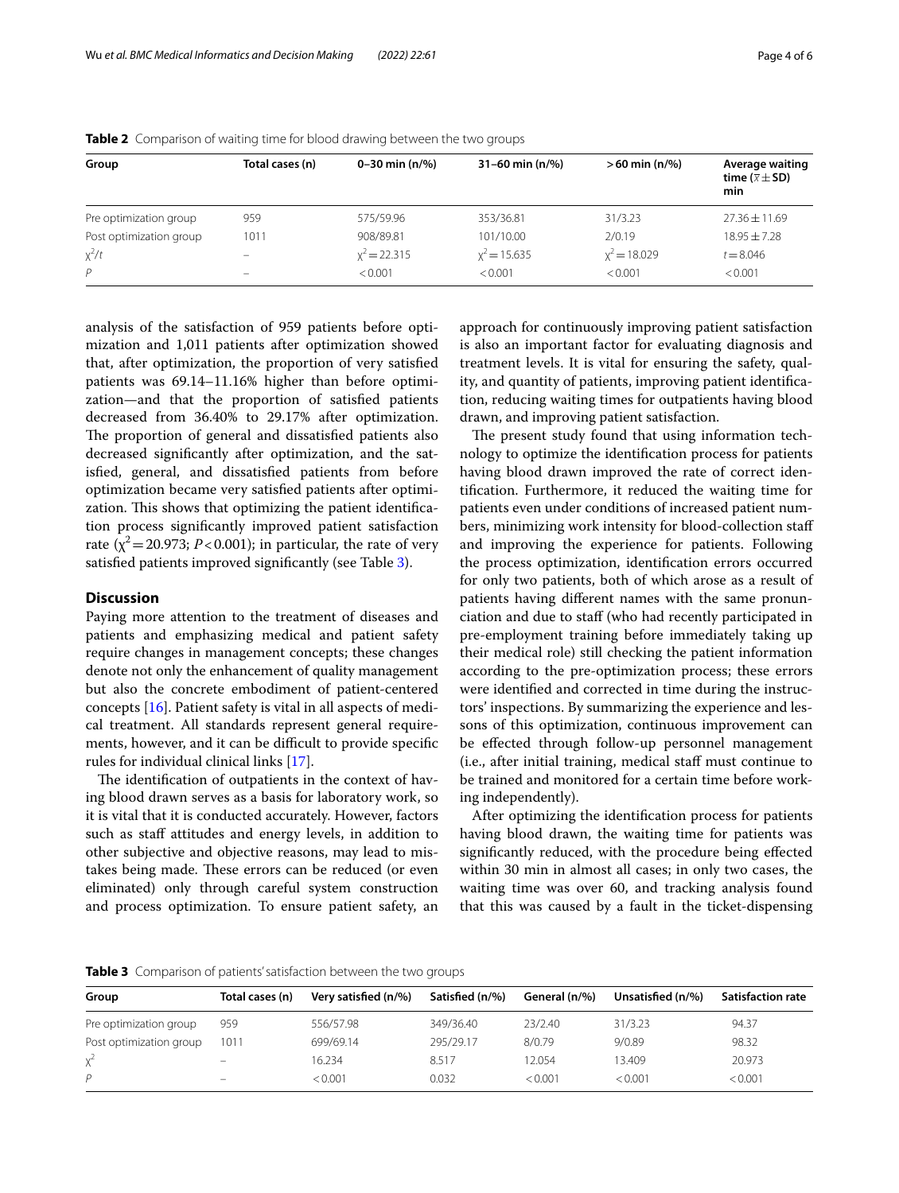**Table 2** Comparison of waiting time for blood drawing between the two groups

| Group | Total cases (n) | 0–30 min (n/%) | 31–60 min (n/%) | >60 min (n/%) | Average waiting time ($\bar{x} \pm$ SD) min |
|---|---|---|---|---|---|
| Pre optimization group | 959 | 575/59.96 | 353/36.81 | 31/3.23 | 27.36 ± 11.69 |
| Post optimization group | 1011 | 908/89.81 | 101/10.00 | 2/0.19 | 18.95 ± 7.28 |
| $\chi^2/t$ | – | $\chi^2 = 22.315$ | $\chi^2 = 15.635$ | $\chi^2 = 18.029$ | $t = 8.046$ |
| $P$ | – | < 0.001 | < 0.001 | < 0.001 | < 0.001 |

analysis of the satisfaction of 959 patients before optimization and 1,011 patients after optimization showed that, after optimization, the proportion of very satisfied patients was 69.14–11.16% higher than before optimization—and that the proportion of satisfied patients decreased from 36.40% to 29.17% after optimization. The proportion of general and dissatisfied patients also decreased significantly after optimization, and the satisfied, general, and dissatisfied patients from before optimization became very satisfied patients after optimization. This shows that optimizing the patient identification process significantly improved patient satisfaction rate ($\chi^2 = 20.973$; $P < 0.001$); in particular, the rate of very satisfied patients improved significantly (see Table 3).

## Discussion

Paying more attention to the treatment of diseases and patients and emphasizing medical and patient safety require changes in management concepts; these changes denote not only the enhancement of quality management but also the concrete embodiment of patient-centered concepts [16]. Patient safety is vital in all aspects of medical treatment. All standards represent general requirements, however, and it can be difficult to provide specific rules for individual clinical links [17].

The identification of outpatients in the context of having blood drawn serves as a basis for laboratory work, so it is vital that it is conducted accurately. However, factors such as staff attitudes and energy levels, in addition to other subjective and objective reasons, may lead to mistakes being made. These errors can be reduced (or even eliminated) only through careful system construction and process optimization. To ensure patient safety, an approach for continuously improving patient satisfaction is also an important factor for evaluating diagnosis and treatment levels. It is vital for ensuring the safety, quality, and quantity of patients, improving patient identification, reducing waiting times for outpatients having blood drawn, and improving patient satisfaction.

The present study found that using information technology to optimize the identification process for patients having blood drawn improved the rate of correct identification. Furthermore, it reduced the waiting time for patients even under conditions of increased patient numbers, minimizing work intensity for blood-collection staff and improving the experience for patients. Following the process optimization, identification errors occurred for only two patients, both of which arose as a result of patients having different names with the same pronunciation and due to staff (who had recently participated in pre-employment training before immediately taking up their medical role) still checking the patient information according to the pre-optimization process; these errors were identified and corrected in time during the instructors' inspections. By summarizing the experience and lessons of this optimization, continuous improvement can be effected through follow-up personnel management (i.e., after initial training, medical staff must continue to be trained and monitored for a certain time before working independently).

After optimizing the identification process for patients having blood drawn, the waiting time for patients was significantly reduced, with the procedure being effected within 30 min in almost all cases; in only two cases, the waiting time was over 60, and tracking analysis found that this was caused by a fault in the ticket-dispensing

**Table 3** Comparison of patients' satisfaction between the two groups

| Group | Total cases (n) | Very satisfied (n/%) | Satisfied (n/%) | General (n/%) | Unsatisfied (n/%) | Satisfaction rate |
|---|---|---|---|---|---|---|
| Pre optimization group | 959 | 556/57.98 | 349/36.40 | 23/2.40 | 31/3.23 | 94.37 |
| Post optimization group | 1011 | 699/69.14 | 295/29.17 | 8/0.79 | 9/0.89 | 98.32 |
| $\chi^2$ | – | 16.234 | 8.517 | 12.054 | 13.409 | 20.973 |
| $P$ | – | < 0.001 | 0.032 | < 0.001 | < 0.001 | < 0.001 |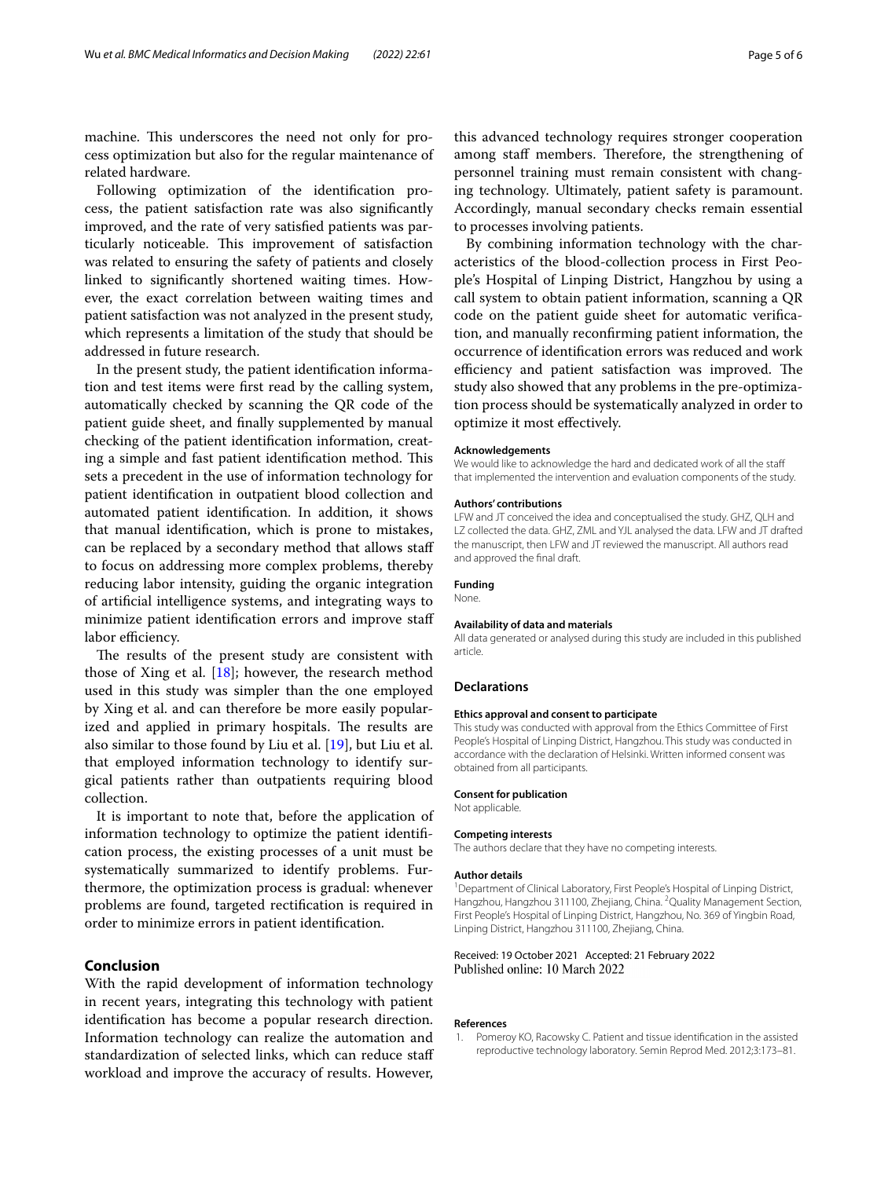machine. This underscores the need not only for process optimization but also for the regular maintenance of related hardware.

Following optimization of the identification process, the patient satisfaction rate was also significantly improved, and the rate of very satisfied patients was particularly noticeable. This improvement of satisfaction was related to ensuring the safety of patients and closely linked to significantly shortened waiting times. However, the exact correlation between waiting times and patient satisfaction was not analyzed in the present study, which represents a limitation of the study that should be addressed in future research.

In the present study, the patient identification information and test items were first read by the calling system, automatically checked by scanning the QR code of the patient guide sheet, and finally supplemented by manual checking of the patient identification information, creating a simple and fast patient identification method. This sets a precedent in the use of information technology for patient identification in outpatient blood collection and automated patient identification. In addition, it shows that manual identification, which is prone to mistakes, can be replaced by a secondary method that allows staff to focus on addressing more complex problems, thereby reducing labor intensity, guiding the organic integration of artificial intelligence systems, and integrating ways to minimize patient identification errors and improve staff labor efficiency.

The results of the present study are consistent with those of Xing et al. [18]; however, the research method used in this study was simpler than the one employed by Xing et al. and can therefore be more easily popularized and applied in primary hospitals. The results are also similar to those found by Liu et al. [19], but Liu et al. that employed information technology to identify surgical patients rather than outpatients requiring blood collection.

It is important to note that, before the application of information technology to optimize the patient identification process, the existing processes of a unit must be systematically summarized to identify problems. Furthermore, the optimization process is gradual: whenever problems are found, targeted rectification is required in order to minimize errors in patient identification.

## Conclusion

With the rapid development of information technology in recent years, integrating this technology with patient identification has become a popular research direction. Information technology can realize the automation and standardization of selected links, which can reduce staff workload and improve the accuracy of results. However, this advanced technology requires stronger cooperation among staff members. Therefore, the strengthening of personnel training must remain consistent with changing technology. Ultimately, patient safety is paramount. Accordingly, manual secondary checks remain essential to processes involving patients.

By combining information technology with the characteristics of the blood-collection process in First People's Hospital of Linping District, Hangzhou by using a call system to obtain patient information, scanning a QR code on the patient guide sheet for automatic verification, and manually reconfirming patient information, the occurrence of identification errors was reduced and work efficiency and patient satisfaction was improved. The study also showed that any problems in the pre-optimization process should be systematically analyzed in order to optimize it most effectively.

#### Acknowledgements

We would like to acknowledge the hard and dedicated work of all the staff that implemented the intervention and evaluation components of the study.

#### Authors' contributions

LFW and JT conceived the idea and conceptualised the study. GHZ, QLH and LZ collected the data. GHZ, ZML and YJL analysed the data. LFW and JT drafted the manuscript, then LFW and JT reviewed the manuscript. All authors read and approved the final draft.

#### Funding

None.

#### Availability of data and materials

All data generated or analysed during this study are included in this published article.

### Declarations

#### Ethics approval and consent to participate

This study was conducted with approval from the Ethics Committee of First People's Hospital of Linping District, Hangzhou. This study was conducted in accordance with the declaration of Helsinki. Written informed consent was obtained from all participants.

#### Consent for publication

Not applicable.

#### Competing interests

The authors declare that they have no competing interests.

#### Author details

[1] Department of Clinical Laboratory, First People's Hospital of Linping District, Hangzhou, Hangzhou 311100, Zhejiang, China. [2] Quality Management Section, First People's Hospital of Linping District, Hangzhou, No. 369 of Yingbin Road, Linping District, Hangzhou 311100, Zhejiang, China.

Received: 19 October 2021 Accepted: 21 February 2022
Published online: 10 March 2022

#### References

1. Pomeroy KO, Racowsky C. Patient and tissue identification in the assisted reproductive technology laboratory. Semin Reprod Med. 2012;3:173–81.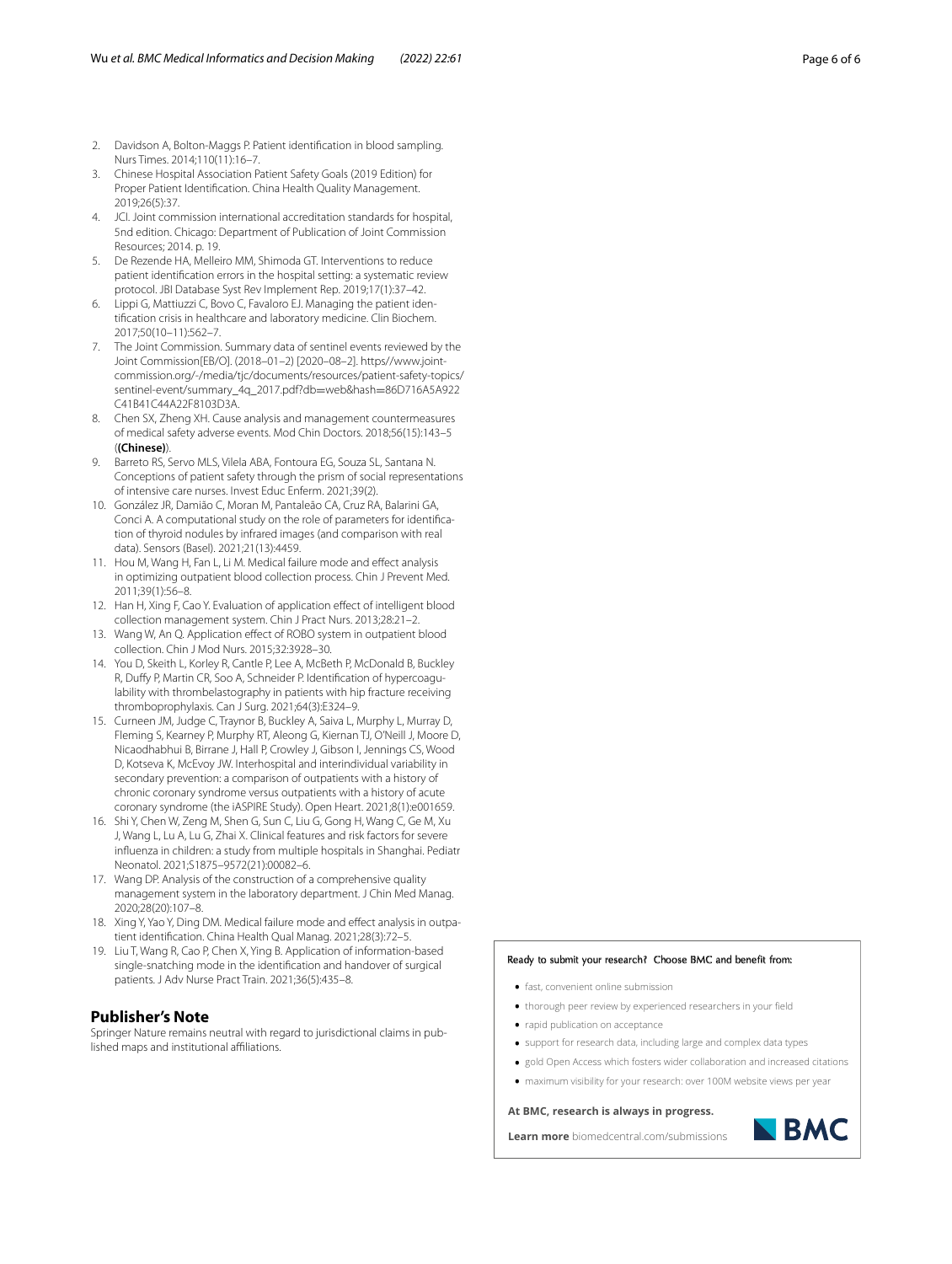2. Davidson A, Bolton-Maggs P. Patient identification in blood sampling. Nurs Times. 2014;110(11):16–7.
3. Chinese Hospital Association Patient Safety Goals (2019 Edition) for Proper Patient Identification. China Health Quality Management. 2019;26(5):37.
4. JCI. Joint commission international accreditation standards for hospital, 5nd edition. Chicago: Department of Publication of Joint Commission Resources; 2014. p. 19.
5. De Rezende HA, Melleiro MM, Shimoda GT. Interventions to reduce patient identification errors in the hospital setting: a systematic review protocol. JBI Database Syst Rev Implement Rep. 2019;17(1):37–42.
6. Lippi G, Mattiuzzi C, Bovo C, Favaloro EJ. Managing the patient identification crisis in healthcare and laboratory medicine. Clin Biochem. 2017;50(10–11):562–7.
7. The Joint Commission. Summary data of sentinel events reviewed by the Joint Commission[EB/O]. (2018–01–2) [2020–08–2]. https//www.jointcommission.org/-/media/tjc/documents/resources/patient-safety-topics/sentinel-event/summary_4q_2017.pdf?db=web&hash=86D716A5A922C41B41C44A22F8103D3A.
8. Chen SX, Zheng XH. Cause analysis and management countermeasures of medical safety adverse events. Mod Chin Doctors. 2018;56(15):143–5 (**(Chinese)**).
9. Barreto RS, Servo MLS, Vilela ABA, Fontoura EG, Souza SL, Santana N. Conceptions of patient safety through the prism of social representations of intensive care nurses. Invest Educ Enferm. 2021;39(2).
10. González JR, Damião C, Moran M, Pantaleão CA, Cruz RA, Balarini GA, Conci A. A computational study on the role of parameters for identification of thyroid nodules by infrared images (and comparison with real data). Sensors (Basel). 2021;21(13):4459.
11. Hou M, Wang H, Fan L, Li M. Medical failure mode and effect analysis in optimizing outpatient blood collection process. Chin J Prevent Med. 2011;39(1):56–8.
12. Han H, Xing F, Cao Y. Evaluation of application effect of intelligent blood collection management system. Chin J Pract Nurs. 2013;28:21–2.
13. Wang W, An Q. Application effect of ROBO system in outpatient blood collection. Chin J Mod Nurs. 2015;32:3928–30.
14. You D, Skeith L, Korley R, Cantle P, Lee A, McBeth P, McDonald B, Buckley R, Duffy P, Martin CR, Soo A, Schneider P. Identification of hypercoagulability with thrombelastography in patients with hip fracture receiving thromboprophylaxis. Can J Surg. 2021;64(3):E324–9.
15. Curneen JM, Judge C, Traynor B, Buckley A, Saiva L, Murphy L, Murray D, Fleming S, Kearney P, Murphy RT, Aleong G, Kiernan TJ, O'Neill J, Moore D, Nicaodhabhui B, Birrane J, Hall P, Crowley J, Gibson I, Jennings CS, Wood D, Kotseva K, McEvoy JW. Interhospital and interindividual variability in secondary prevention: a comparison of outpatients with a history of chronic coronary syndrome versus outpatients with a history of acute coronary syndrome (the iASPIRE Study). Open Heart. 2021;8(1):e001659.
16. Shi Y, Chen W, Zeng M, Shen G, Sun C, Liu G, Gong H, Wang C, Ge M, Xu J, Wang L, Lu A, Lu G, Zhai X. Clinical features and risk factors for severe influenza in children: a study from multiple hospitals in Shanghai. Pediatr Neonatol. 2021;S1875–9572(21):00082–6.
17. Wang DP. Analysis of the construction of a comprehensive quality management system in the laboratory department. J Chin Med Manag. 2020;28(20):107–8.
18. Xing Y, Yao Y, Ding DM. Medical failure mode and effect analysis in outpatient identification. China Health Qual Manag. 2021;28(3):72–5.
19. Liu T, Wang R, Cao P, Chen X, Ying B. Application of information-based single-snatching mode in the identification and handover of surgical patients. J Adv Nurse Pract Train. 2021;36(5):435–8.

## Publisher's Note

Springer Nature remains neutral with regard to jurisdictional claims in published maps and institutional affiliations.

Ready to submit your research? Choose BMC and benefit from:

- fast, convenient online submission
- thorough peer review by experienced researchers in your field
- rapid publication on acceptance
- support for research data, including large and complex data types
- gold Open Access which fosters wider collaboration and increased citations
- maximum visibility for your research: over 100M website views per year

**At BMC, research is always in progress.**

**Learn more** biomedcentral.com/submissions

BMC